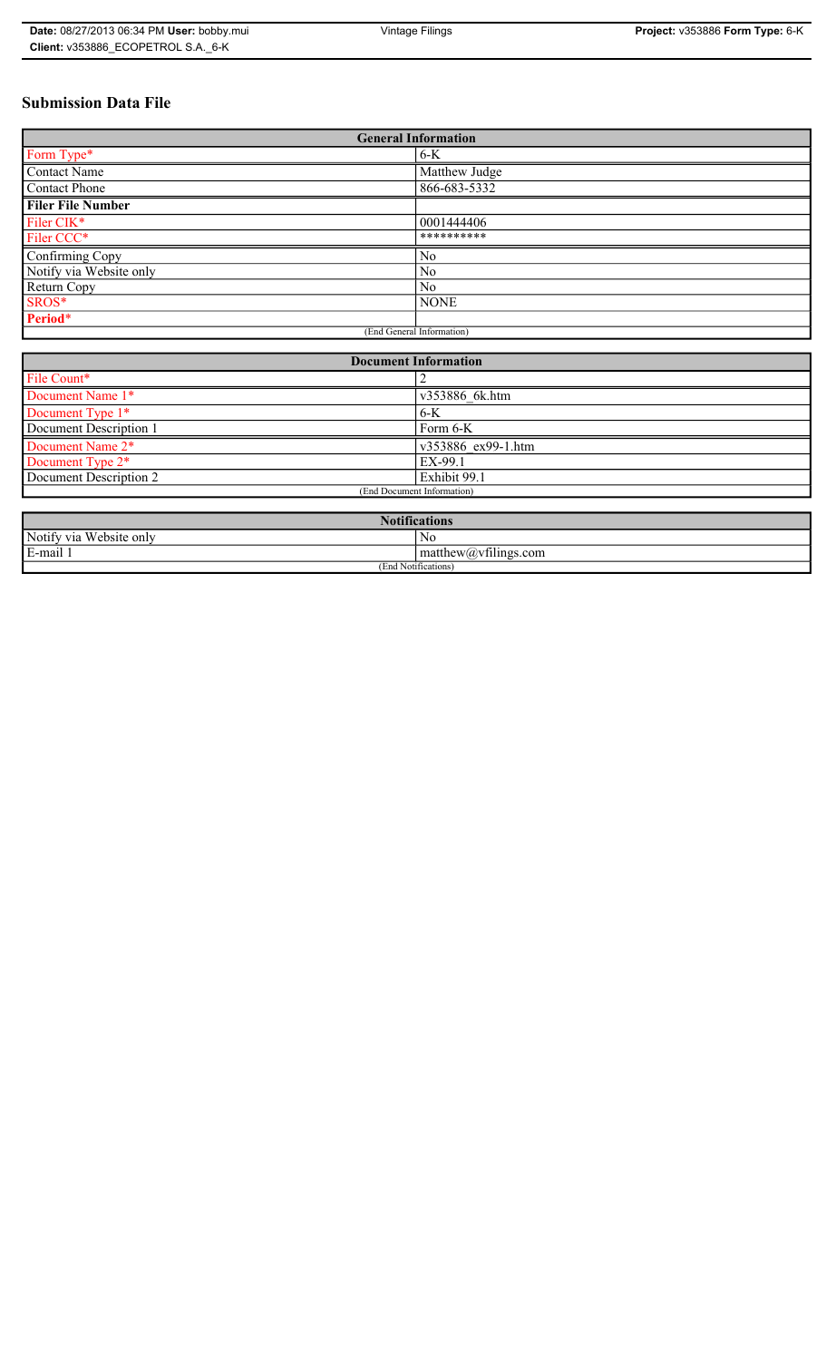# Submission Data File

| General Information | |
|---|---|
| Form Type* | 6-K |
| Contact Name | Matthew Judge |
| Contact Phone | 866-683-5332 |
| **Filer File Number** | |
| Filer CIK* | 0001444406 |
| Filer CCC* | ********** |
| Confirming Copy | No |
| Notify via Website only | No |
| Return Copy | No |
| SROS* | NONE |
| **Period*** | |
| (End General Information) | |

| Document Information | |
|---|---|
| File Count* | 2 |
| Document Name 1* | v353886_6k.htm |
| Document Type 1* | 6-K |
| Document Description 1 | Form 6-K |
| Document Name 2* | v353886_ex99-1.htm |
| Document Type 2* | EX-99.1 |
| Document Description 2 | Exhibit 99.1 |
| (End Document Information) | |

| Notifications | |
|---|---|
| Notify via Website only | No |
| E-mail 1 | matthew@vfilings.com |
| (End Notifications) | |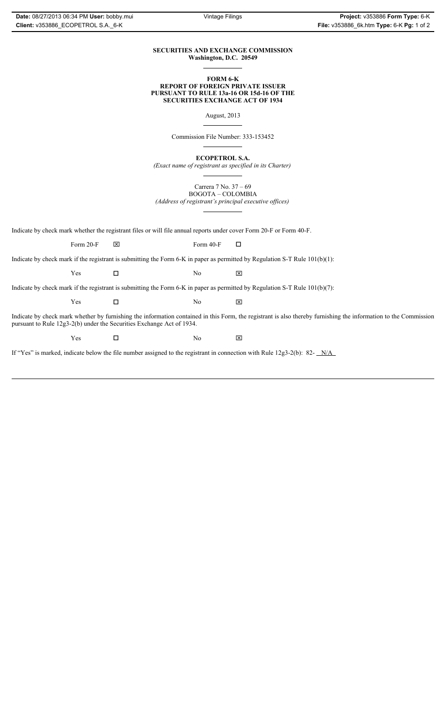**SECURITIES AND EXCHANGE COMMISSION**
**Washington, D.C. 20549**

**FORM 6-K**
**REPORT OF FOREIGN PRIVATE ISSUER**
**PURSUANT TO RULE 13a-16 OR 15d-16 OF THE**
**SECURITIES EXCHANGE ACT OF 1934**

August, 2013

Commission File Number: 333-153452

**ECOPETROL S.A.**
*(Exact name of registrant as specified in its Charter)*

Carrera 7 No. 37 – 69
BOGOTA – COLOMBIA
*(Address of registrant's principal executive offices)*

Indicate by check mark whether the registrant files or will file annual reports under cover Form 20-F or Form 40-F.

Form 20-F ☒ Form 40-F ☐

Indicate by check mark if the registrant is submitting the Form 6-K in paper as permitted by Regulation S-T Rule 101(b)(1):

Yes ☐ No ☒

Indicate by check mark if the registrant is submitting the Form 6-K in paper as permitted by Regulation S-T Rule 101(b)(7):

Yes ☐ No ☒

Indicate by check mark whether by furnishing the information contained in this Form, the registrant is also thereby furnishing the information to the Commission pursuant to Rule 12g3-2(b) under the Securities Exchange Act of 1934.

Yes ☐ No ☒

If "Yes" is marked, indicate below the file number assigned to the registrant in connection with Rule 12g3-2(b): 82- N/A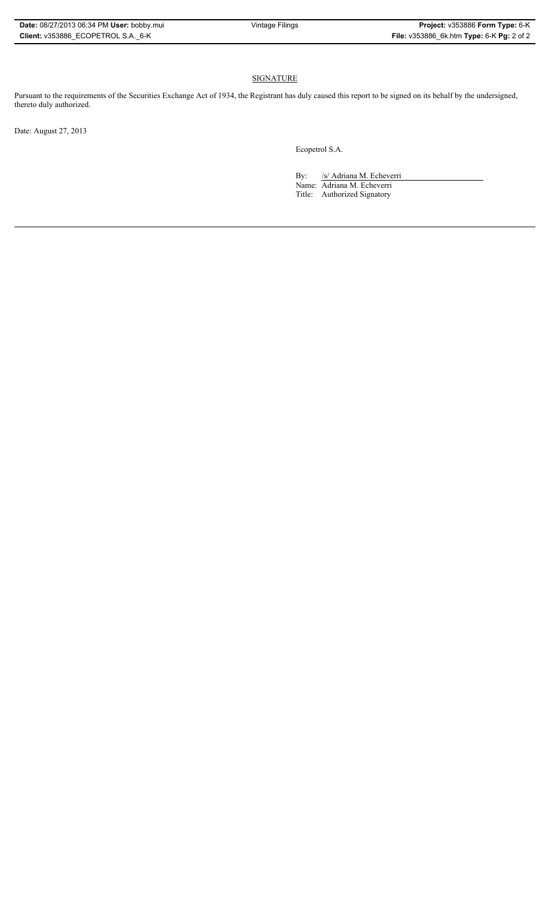## SIGNATURE

Pursuant to the requirements of the Securities Exchange Act of 1934, the Registrant has duly caused this report to be signed on its behalf by the undersigned, thereto duly authorized.

Date: August 27, 2013

Ecopetrol S.A.

By: /s/ Adriana M. Echeverri
Name: Adriana M. Echeverri
Title: Authorized Signatory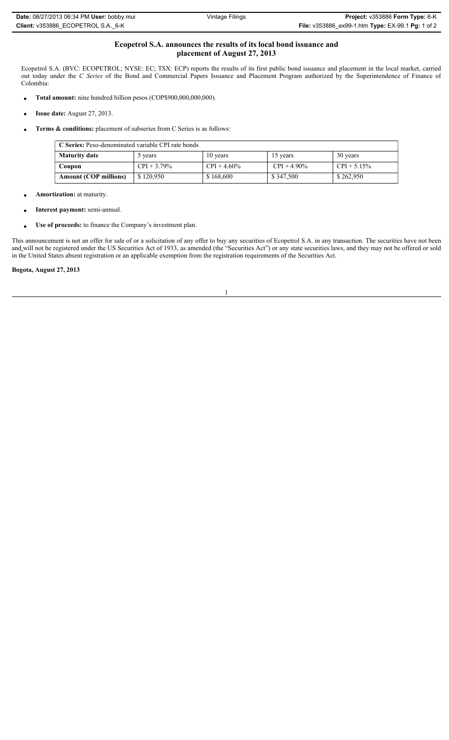## Ecopetrol S.A. announces the results of its local bond issuance and placement of August 27, 2013

Ecopetrol S.A. (BVC: ECOPETROL; NYSE: EC; TSX: ECP) reports the results of its first public bond issuance and placement in the local market, carried out today under the *C Series* of the Bond and Commercial Papers Issuance and Placement Program authorized by the Superintendence of Finance of Colombia:

- **Total amount:** nine hundred billion pesos (COP$900,000,000,000).
- **Issue date:** August 27, 2013.
- **Terms & conditions:** placement of subseries from C Series is as follows:

| **C Series:** Peso-denominated variable CPI rate bonds | | | | |
|---|---|---|---|---|
| **Maturity date** | 5 years | 10 years | 15 years | 30 years |
| **Coupon** | CPI + 3.79% | CPI + 4.60% | CPI + 4.90% | CPI + 5.15% |
| **Amount (COP millions)** | $ 120,950 | $ 168,600 | $ 347,500 | $ 262,950 |

- **Amortization:** at maturity.
- **Interest payment:** semi-annual.
- **Use of proceeds:** to finance the Company's investment plan.

This announcement is not an offer for sale of or a solicitation of any offer to buy any securities of Ecopetrol S.A. in any transaction. The securities have not been and will not be registered under the US Securities Act of 1933, as amended (the "Securities Act") or any state securities laws, and they may not be offered or sold in the United States absent registration or an applicable exemption from the registration requirements of the Securities Act.

**Bogota, August 27, 2013**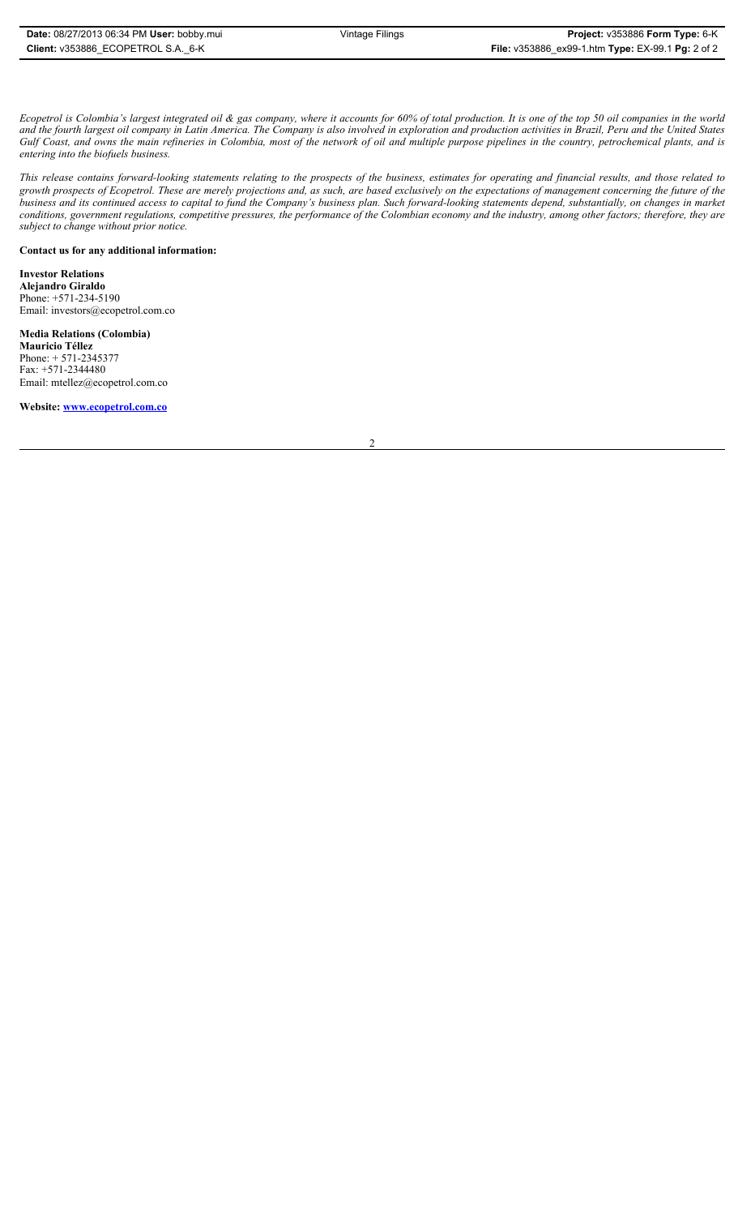*Ecopetrol is Colombia's largest integrated oil & gas company, where it accounts for 60% of total production. It is one of the top 50 oil companies in the world and the fourth largest oil company in Latin America. The Company is also involved in exploration and production activities in Brazil, Peru and the United States Gulf Coast, and owns the main refineries in Colombia, most of the network of oil and multiple purpose pipelines in the country, petrochemical plants, and is entering into the biofuels business.*

*This release contains forward-looking statements relating to the prospects of the business, estimates for operating and financial results, and those related to growth prospects of Ecopetrol. These are merely projections and, as such, are based exclusively on the expectations of management concerning the future of the business and its continued access to capital to fund the Company's business plan. Such forward-looking statements depend, substantially, on changes in market conditions, government regulations, competitive pressures, the performance of the Colombian economy and the industry, among other factors; therefore, they are subject to change without prior notice.*

**Contact us for any additional information:**

**Investor Relations**
**Alejandro Giraldo**
Phone: +571-234-5190
Email: investors@ecopetrol.com.co

**Media Relations (Colombia)**
**Mauricio Téllez**
Phone: + 571-2345377
Fax: +571-2344480
Email: mtellez@ecopetrol.com.co

**Website: www.ecopetrol.com.co**